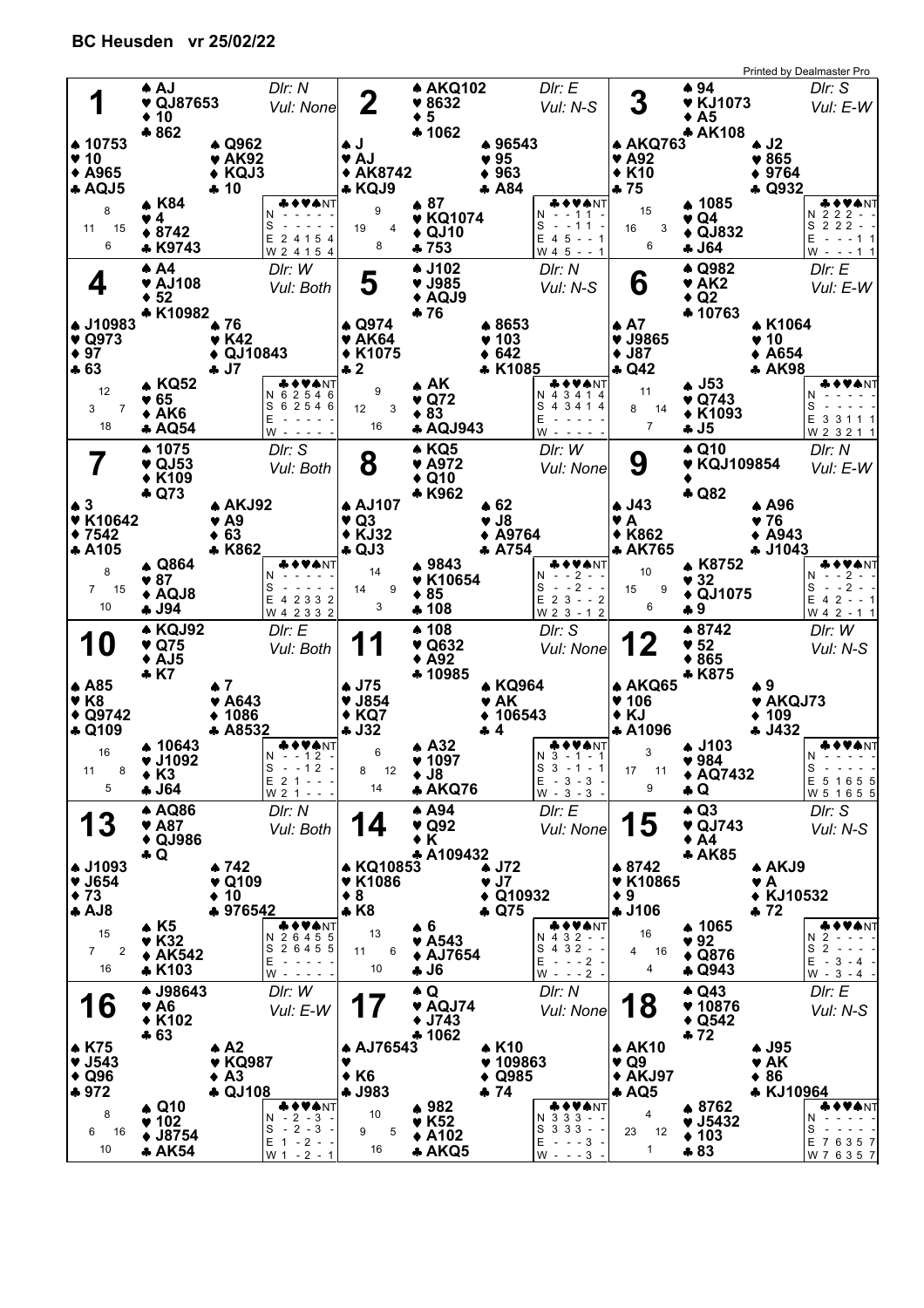# BC Heusden vr 25/02/22

Printed by Dealmaster Pro

## Board 1

Dlr: N — Vul: None

- North: ♠ AJ ♥ QJ87653 ♦ 10 ♣ 862
- West: ♠ 10753 ♥ 10 ♦ A965 ♣ AQJ5
- East: ♠ Q962 ♥ AK92 ♦ KQJ3 ♣ 10
- South: ♠ K84 ♥ 4 ♦ 8742 ♣ K9743

HCP: N 8, W 11, E 15, S 6

| | ♣ | ♦ | ♥ | ♠ | NT |
|---|---|---|---|---|---|
| N | - | - | - | - | - |
| S | - | - | - | - | - |
| E | 2 | 4 | 1 | 5 | 4 |
| W | 2 | 4 | 1 | 5 | 4 |

## Board 2

Dlr: E — Vul: N-S

- North: ♠ AKQ102 ♥ 8632 ♦ 5 ♣ 1062
- West: ♠ J ♥ AJ ♦ AK8742 ♣ KQJ9
- East: ♠ 96543 ♥ 95 ♦ 963 ♣ A84
- South: ♠ 87 ♥ KQ1074 ♦ QJ10 ♣ 753

HCP: N 9, W 19, E 4, S 8

| | ♣ | ♦ | ♥ | ♠ | NT |
|---|---|---|---|---|---|
| N | - | - | 1 | 1 | - |
| S | - | - | 1 | 1 | - |
| E | 4 | 5 | - | - | 1 |
| W | 4 | 5 | - | - | 1 |

## Board 3

Dlr: S — Vul: E-W

- North: ♠ 94 ♥ KJ1073 ♦ A5 ♣ AK108
- West: ♠ AKQ763 ♥ A92 ♦ K10 ♣ 75
- East: ♠ J2 ♥ 865 ♦ 9764 ♣ Q932
- South: ♠ 1085 ♥ Q4 ♦ QJ832 ♣ J64

HCP: N 15, W 16, E 3, S 6

| | ♣ | ♦ | ♥ | ♠ | NT |
|---|---|---|---|---|---|
| N | 2 | 2 | 2 | - | - |
| S | 2 | 2 | 2 | - | - |
| E | - | - | - | 1 | 1 |
| W | - | - | - | 1 | 1 |

## Board 4

Dlr: W — Vul: Both

- North: ♠ A4 ♥ AJ108 ♦ 52 ♣ K10982
- West: ♠ J10983 ♥ Q973 ♦ 97 ♣ 63
- East: ♠ 76 ♥ K42 ♦ QJ10843 ♣ J7
- South: ♠ KQ52 ♥ 65 ♦ AK6 ♣ AQ54

HCP: N 12, W 3, E 7, S 18

| | ♣ | ♦ | ♥ | ♠ | NT |
|---|---|---|---|---|---|
| N | 6 | 2 | 5 | 4 | 6 |
| S | 6 | 2 | 5 | 4 | 6 |
| E | - | - | - | - | - |
| W | - | - | - | - | - |

## Board 5

Dlr: N — Vul: N-S

- North: ♠ J102 ♥ J985 ♦ AQJ9 ♣ 76
- West: ♠ Q974 ♥ AK64 ♦ K1075 ♣ 2
- East: ♠ 8653 ♥ 103 ♦ 642 ♣ K1085
- South: ♠ AK ♥ Q72 ♦ 83 ♣ AQJ943

HCP: N 9, W 12, E 3, S 16

| | ♣ | ♦ | ♥ | ♠ | NT |
|---|---|---|---|---|---|
| N | 4 | 3 | 4 | 1 | 4 |
| S | 4 | 3 | 4 | 1 | 4 |
| E | - | - | - | - | - |
| W | - | - | - | - | - |

## Board 6

Dlr: E — Vul: E-W

- North: ♠ Q982 ♥ AK2 ♦ Q2 ♣ 10763
- West: ♠ A7 ♥ J9865 ♦ J87 ♣ Q42
- East: ♠ K1064 ♥ 10 ♦ A654 ♣ AK98
- South: ♠ J53 ♥ Q743 ♦ K1093 ♣ J5

HCP: N 11, W 8, E 14, S 7

| | ♣ | ♦ | ♥ | ♠ | NT |
|---|---|---|---|---|---|
| N | - | - | - | - | - |
| S | - | - | - | - | - |
| E | 3 | 3 | 1 | 1 | 1 |
| W | 2 | 3 | 2 | 1 | 1 |

## Board 7

Dlr: S — Vul: Both

- North: ♠ 1075 ♥ QJ53 ♦ K109 ♣ Q73
- West: ♠ 3 ♥ K10642 ♦ 7542 ♣ A105
- East: ♠ AKJ92 ♥ A9 ♦ 63 ♣ K862
- South: ♠ Q864 ♥ 87 ♦ AQJ8 ♣ J94

HCP: N 8, W 7, E 15, S 10

| | ♣ | ♦ | ♥ | ♠ | NT |
|---|---|---|---|---|---|
| N | - | - | - | - | - |
| S | - | - | - | - | - |
| E | 4 | 2 | 3 | 3 | 2 |
| W | 4 | 2 | 3 | 3 | 2 |

## Board 8

Dlr: W — Vul: None

- North: ♠ KQ5 ♥ A972 ♦ Q10 ♣ K962
- West: ♠ AJ107 ♥ Q3 ♦ KJ32 ♣ QJ3
- East: ♠ 62 ♥ J8 ♦ A9764 ♣ A754
- South: ♠ 9843 ♥ K10654 ♦ 85 ♣ 108

HCP: N 14, W 14, E 9, S 3

| | ♣ | ♦ | ♥ | ♠ | NT |
|---|---|---|---|---|---|
| N | - | - | 2 | - | - |
| S | - | - | 2 | - | - |
| E | 2 | 3 | - | - | 2 |
| W | 2 | 3 | - | 1 | 2 |

## Board 9

Dlr: N — Vul: E-W

- North: ♠ Q10 ♥ KQJ109854 ♦ — ♣ Q82
- West: ♠ J43 ♥ A ♦ K862 ♣ AK765
- East: ♠ A96 ♥ 76 ♦ A943 ♣ J1043
- South: ♠ K8752 ♥ 32 ♦ QJ1075 ♣ 9

HCP: N 10, W 15, E 9, S 6

| | ♣ | ♦ | ♥ | ♠ | NT |
|---|---|---|---|---|---|
| N | - | - | 2 | - | - |
| S | - | - | 2 | - | - |
| E | 4 | 2 | - | - | 1 |
| W | 4 | 2 | - | - | 1 |

## Board 10

Dlr: E — Vul: Both

- North: ♠ KQJ92 ♥ Q75 ♦ AJ5 ♣ K7
- West: ♠ A85 ♥ K8 ♦ Q9742 ♣ Q109
- East: ♠ 7 ♥ A643 ♦ 1086 ♣ A8532
- South: ♠ 10643 ♥ J1092 ♦ K3 ♣ J64

HCP: N 16, W 11, E 8, S 5

| | ♣ | ♦ | ♥ | ♠ | NT |
|---|---|---|---|---|---|
| N | - | - | 1 | 2 | - |
| S | - | - | 1 | 2 | - |
| E | 2 | 1 | - | - | - |
| W | 2 | 1 | - | - | - |

## Board 11

Dlr: S — Vul: None

- North: ♠ 108 ♥ Q632 ♦ A92 ♣ 10985
- West: ♠ J75 ♥ J854 ♦ KQ7 ♣ J32
- East: ♠ KQ964 ♥ AK ♦ 106543 ♣ 4
- South: ♠ A32 ♥ 1097 ♦ J8 ♣ AKQ76

HCP: N 6, W 8, E 12, S 14

| | ♣ | ♦ | ♥ | ♠ | NT |
|---|---|---|---|---|---|
| N | 3 | - | 1 | - | 1 |
| S | 3 | - | 1 | - | 1 |
| E | - | 3 | - | 3 | - |
| W | - | 3 | - | 3 | - |

## Board 12

Dlr: W — Vul: N-S

- North: ♠ 8742 ♥ 52 ♦ 865 ♣ K875
- West: ♠ AKQ65 ♥ 106 ♦ KJ ♣ A1096
- East: ♠ 9 ♥ AKQJ73 ♦ 109 ♣ J432
- South: ♠ J103 ♥ 984 ♦ AQ7432 ♣ Q

HCP: N 3, W 17, E 11, S 9

| | ♣ | ♦ | ♥ | ♠ | NT |
|---|---|---|---|---|---|
| N | - | - | - | - | - |
| S | - | - | - | - | - |
| E | 5 | 1 | 6 | 5 | 5 |
| W | 5 | 1 | 6 | 5 | 5 |

## Board 13

Dlr: N — Vul: Both

- North: ♠ AQ86 ♥ A87 ♦ QJ986 ♣ Q
- West: ♠ J1093 ♥ J654 ♦ 73 ♣ AJ8
- East: ♠ 742 ♥ Q109 ♦ 10 ♣ 976542
- South: ♠ K5 ♥ K32 ♦ AK542 ♣ K103

HCP: N 15, W 7, E 2, S 16

| | ♣ | ♦ | ♥ | ♠ | NT |
|---|---|---|---|---|---|
| N | 2 | 6 | 4 | 5 | 5 |
| S | 2 | 6 | 4 | 5 | 5 |
| E | - | - | - | - | - |
| W | - | - | - | - | - |

## Board 14

Dlr: E — Vul: None

- North: ♠ A94 ♥ Q92 ♦ K ♣ A109432
- West: ♠ KQ10853 ♥ K1086 ♦ 8 ♣ K8
- East: ♠ J72 ♥ J7 ♦ Q10932 ♣ Q75
- South: ♠ 6 ♥ A543 ♦ AJ7654 ♣ J6

HCP: N 13, W 11, E 6, S 10

| | ♣ | ♦ | ♥ | ♠ | NT |
|---|---|---|---|---|---|
| N | 4 | 3 | 2 | - | - |
| S | 4 | 3 | 2 | - | - |
| E | - | - | - | 2 | - |
| W | - | - | - | 2 | - |

## Board 15

Dlr: S — Vul: N-S

- North: ♠ Q3 ♥ QJ743 ♦ A4 ♣ AK85
- West: ♠ 8742 ♥ K10865 ♦ 9 ♣ J106
- East: ♠ AKJ9 ♥ A ♦ KJ10532 ♣ 72
- South: ♠ 1065 ♥ 92 ♦ Q876 ♣ Q943

HCP: N 16, W 4, E 16, S 4

| | ♣ | ♦ | ♥ | ♠ | NT |
|---|---|---|---|---|---|
| N | 2 | - | - | - | - |
| S | 2 | - | - | - | - |
| E | - | 3 | - | 4 | - |
| W | - | 3 | - | 4 | - |

## Board 16

Dlr: W — Vul: E-W

- North: ♠ J98643 ♥ A6 ♦ K102 ♣ 63
- West: ♠ K75 ♥ J543 ♦ Q96 ♣ 972
- East: ♠ A2 ♥ KQ987 ♦ A3 ♣ QJ108
- South: ♠ Q10 ♥ 102 ♦ J8754 ♣ AK54

HCP: N 8, W 6, E 16, S 10

| | ♣ | ♦ | ♥ | ♠ | NT |
|---|---|---|---|---|---|
| N | - | 2 | - | 3 | - |
| S | - | 2 | - | 3 | - |
| E | 1 | - | 2 | - | - |
| W | 1 | - | 2 | - | 1 |

## Board 17

Dlr: N — Vul: None

- North: ♠ Q ♥ AQJ74 ♦ J743 ♣ 1062
- West: ♠ AJ76543 ♥ — ♦ K6 ♣ J983
- East: ♠ K10 ♥ 109863 ♦ Q985 ♣ 74
- South: ♠ 982 ♥ K52 ♦ A102 ♣ AKQ5

HCP: N 10, W 9, E 5, S 16

| | ♣ | ♦ | ♥ | ♠ | NT |
|---|---|---|---|---|---|
| N | 3 | 3 | 3 | - | - |
| S | 3 | 3 | 3 | - | - |
| E | - | - | - | 3 | - |
| W | - | - | - | 3 | - |

## Board 18

Dlr: E — Vul: N-S

- North: ♠ Q43 ♥ 10876 ♦ Q542 ♣ 72
- West: ♠ AK10 ♥ Q9 ♦ AKJ97 ♣ AQ5
- East: ♠ J95 ♥ AK ♦ 86 ♣ KJ10964
- South: ♠ 8762 ♥ J5432 ♦ 103 ♣ 83

HCP: N 4, W 23, E 12, S 1

| | ♣ | ♦ | ♥ | ♠ | NT |
|---|---|---|---|---|---|
| N | - | - | - | - | - |
| S | - | - | - | - | - |
| E | 7 | 6 | 3 | 5 | 7 |
| W | 7 | 6 | 3 | 5 | 7 |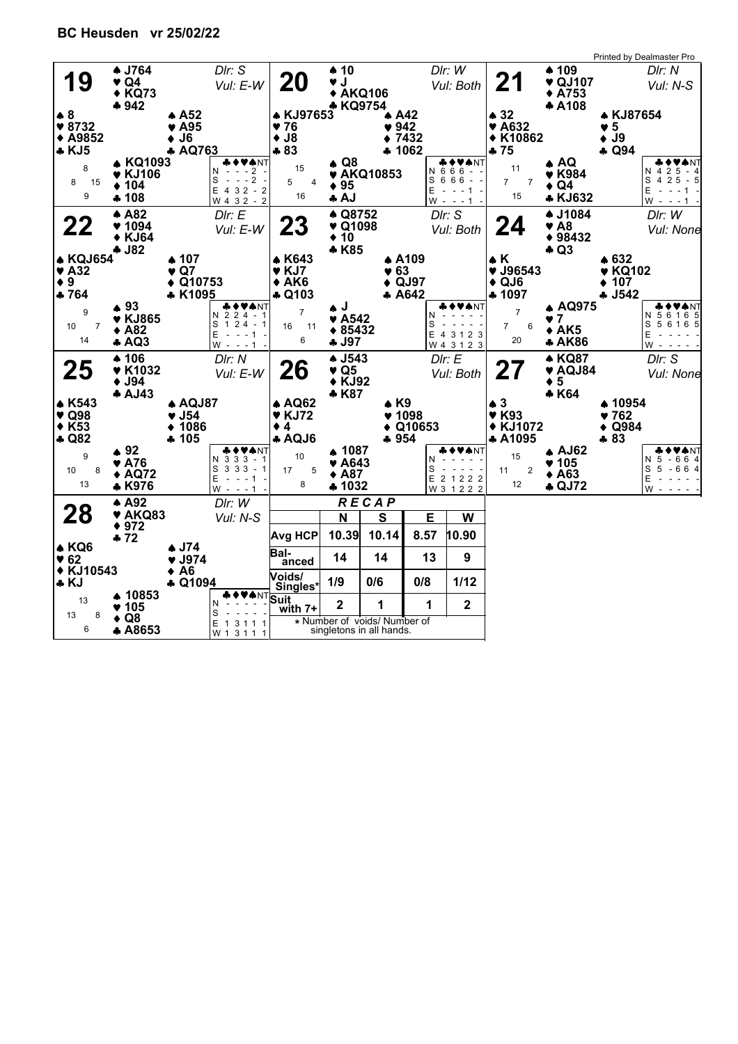## BC Heusden vr 25/02/22

Printed by Dealmaster Pro

### Board 19

Dlr: S
Vul: E-W

North: ♠ J764 ♥ Q4 ♦ KQ73 ♣ 942

West: ♠ 8 ♥ 8732 ♦ A9852 ♣ KJ5

East: ♠ A52 ♥ A95 ♦ J6 ♣ AQ763

South: ♠ KQ1093 ♥ KJ106 ♦ 104 ♣ 108

HCP: N 8, W 8, E 15, S 9

| | ♣ | ♦ | ♥ | ♠ | NT |
|---|---|---|---|---|---|
| N | - | - | - | 2 | - |
| S | - | - | - | 2 | - |
| E | 4 | 3 | 2 | - | 2 |
| W | 4 | 3 | 2 | - | 2 |

### Board 20

Dlr: W
Vul: Both

North: ♠ 10 ♥ J ♦ AKQ106 ♣ KQ9754

West: ♠ KJ97653 ♥ 76 ♦ J8 ♣ 83

East: ♠ A42 ♥ 942 ♦ 7432 ♣ 1062

South: ♠ Q8 ♥ AKQ10853 ♦ 95 ♣ AJ

HCP: N 15, W 5, E 4, S 16

| | ♣ | ♦ | ♥ | ♠ | NT |
|---|---|---|---|---|---|
| N | 6 | 6 | 6 | - | - |
| S | 6 | 6 | 6 | - | - |
| E | - | - | - | 1 | - |
| W | - | - | - | 1 | - |

### Board 21

Dlr: N
Vul: N-S

North: ♠ 109 ♥ QJ107 ♦ A753 ♣ A108

West: ♠ 32 ♥ A632 ♦ K10862 ♣ 75

East: ♠ KJ87654 ♥ 5 ♦ J9 ♣ Q94

South: ♠ AQ ♥ K984 ♦ Q4 ♣ KJ632

HCP: N 11, W 7, E 7, S 15

| | ♣ | ♦ | ♥ | ♠ | NT |
|---|---|---|---|---|---|
| N | 4 | 2 | 5 | - | 4 |
| S | 4 | 2 | 5 | - | 5 |
| E | - | - | - | 1 | - |
| W | - | - | - | 1 | - |

### Board 22

Dlr: E
Vul: E-W

North: ♠ A82 ♥ 1094 ♦ KJ64 ♣ J82

West: ♠ KQJ654 ♥ A32 ♦ 9 ♣ 764

East: ♠ 107 ♥ Q7 ♦ Q10753 ♣ K1095

South: ♠ 93 ♥ KJ865 ♦ A82 ♣ AQ3

HCP: N 9, W 10, E 7, S 14

| | ♣ | ♦ | ♥ | ♠ | NT |
|---|---|---|---|---|---|
| N | 2 | 2 | 4 | - | 1 |
| S | 1 | 2 | 4 | - | 1 |
| E | - | - | - | 1 | - |
| W | - | - | - | 1 | - |

### Board 23

Dlr: S
Vul: Both

North: ♠ Q8752 ♥ Q1098 ♦ 10 ♣ K85

West: ♠ K643 ♥ KJ7 ♦ AK6 ♣ Q103

East: ♠ A109 ♥ 63 ♦ QJ97 ♣ A642

South: ♠ J ♥ A542 ♦ 85432 ♣ J97

HCP: N 7, W 16, E 11, S 6

| | ♣ | ♦ | ♥ | ♠ | NT |
|---|---|---|---|---|---|
| N | - | - | - | - | - |
| S | - | - | - | - | - |
| E | 4 | 3 | 1 | 2 | 3 |
| W | 4 | 3 | 1 | 2 | 3 |

### Board 24

Dlr: W
Vul: None

North: ♠ J1084 ♥ A8 ♦ 98432 ♣ Q3

West: ♠ K ♥ J96543 ♦ QJ6 ♣ 1097

East: ♠ 632 ♥ KQ102 ♦ 107 ♣ J542

South: ♠ AQ975 ♥ 7 ♦ AK5 ♣ AK86

HCP: N 7, W 7, E 6, S 20

| | ♣ | ♦ | ♥ | ♠ | NT |
|---|---|---|---|---|---|
| N | 5 | 6 | 1 | 6 | 5 |
| S | 5 | 6 | 1 | 6 | 5 |
| E | - | - | - | - | - |
| W | - | - | - | - | - |

### Board 25

Dlr: N
Vul: E-W

North: ♠ 106 ♥ K1032 ♦ J94 ♣ AJ43

West: ♠ K543 ♥ Q98 ♦ K53 ♣ Q82

East: ♠ AQJ87 ♥ J54 ♦ 1086 ♣ 105

South: ♠ 92 ♥ A76 ♦ AQ72 ♣ K976

HCP: N 9, W 10, E 8, S 13

| | ♣ | ♦ | ♥ | ♠ | NT |
|---|---|---|---|---|---|
| N | 3 | 3 | 3 | - | 1 |
| S | 3 | 3 | 3 | - | 1 |
| E | - | - | - | 1 | - |
| W | - | - | - | 1 | - |

### Board 26

Dlr: E
Vul: Both

North: ♠ J543 ♥ Q5 ♦ KJ92 ♣ K87

West: ♠ AQ62 ♥ KJ72 ♦ 4 ♣ AQJ6

East: ♠ K9 ♥ 1098 ♦ Q10653 ♣ 954

South: ♠ 1087 ♥ A643 ♦ A87 ♣ 1032

HCP: N 10, W 17, E 5, S 8

| | ♣ | ♦ | ♥ | ♠ | NT |
|---|---|---|---|---|---|
| N | - | - | - | - | - |
| S | - | - | - | - | - |
| E | 2 | 1 | 2 | 2 | 2 |
| W | 3 | 1 | 2 | 2 | 2 |

### Board 27

Dlr: S
Vul: None

North: ♠ KQ87 ♥ AQJ84 ♦ 5 ♣ K64

West: ♠ 3 ♥ K93 ♦ KJ1072 ♣ A1095

East: ♠ 10954 ♥ 762 ♦ Q984 ♣ 83

South: ♠ AJ62 ♥ 105 ♦ A63 ♣ QJ72

HCP: N 15, W 11, E 2, S 12

| | ♣ | ♦ | ♥ | ♠ | NT |
|---|---|---|---|---|---|
| N | 5 | - | 6 | 6 | 4 |
| S | 5 | - | 6 | 6 | 4 |
| E | - | - | - | - | - |
| W | - | - | - | - | - |

### Board 28

Dlr: W
Vul: N-S

North: ♠ A92 ♥ AKQ83 ♦ 972 ♣ 72

West: ♠ KQ6 ♥ 62 ♦ KJ10543 ♣ KJ

East: ♠ J74 ♥ J974 ♦ A6 ♣ Q1094

South: ♠ 10853 ♥ 105 ♦ Q8 ♣ A8653

HCP: N 13, W 13, E 8, S 6

| | ♣ | ♦ | ♥ | ♠ | NT |
|---|---|---|---|---|---|
| N | - | - | - | - | - |
| S | - | - | - | - | - |
| E | 1 | 3 | 1 | 1 | 1 |
| W | 1 | 3 | 1 | 1 | 1 |

### RECAP

| | N | S | E | W |
|---|---|---|---|---|
| Avg HCP | 10.39 | 10.14 | 8.57 | 10.90 |
| Balanced | 14 | 14 | 13 | 9 |
| Voids/ Singles* | 1/9 | 0/6 | 0/8 | 1/12 |
| Suit with 7+ | 2 | 1 | 1 | 2 |

\* Number of voids/ Number of singletons in all hands.